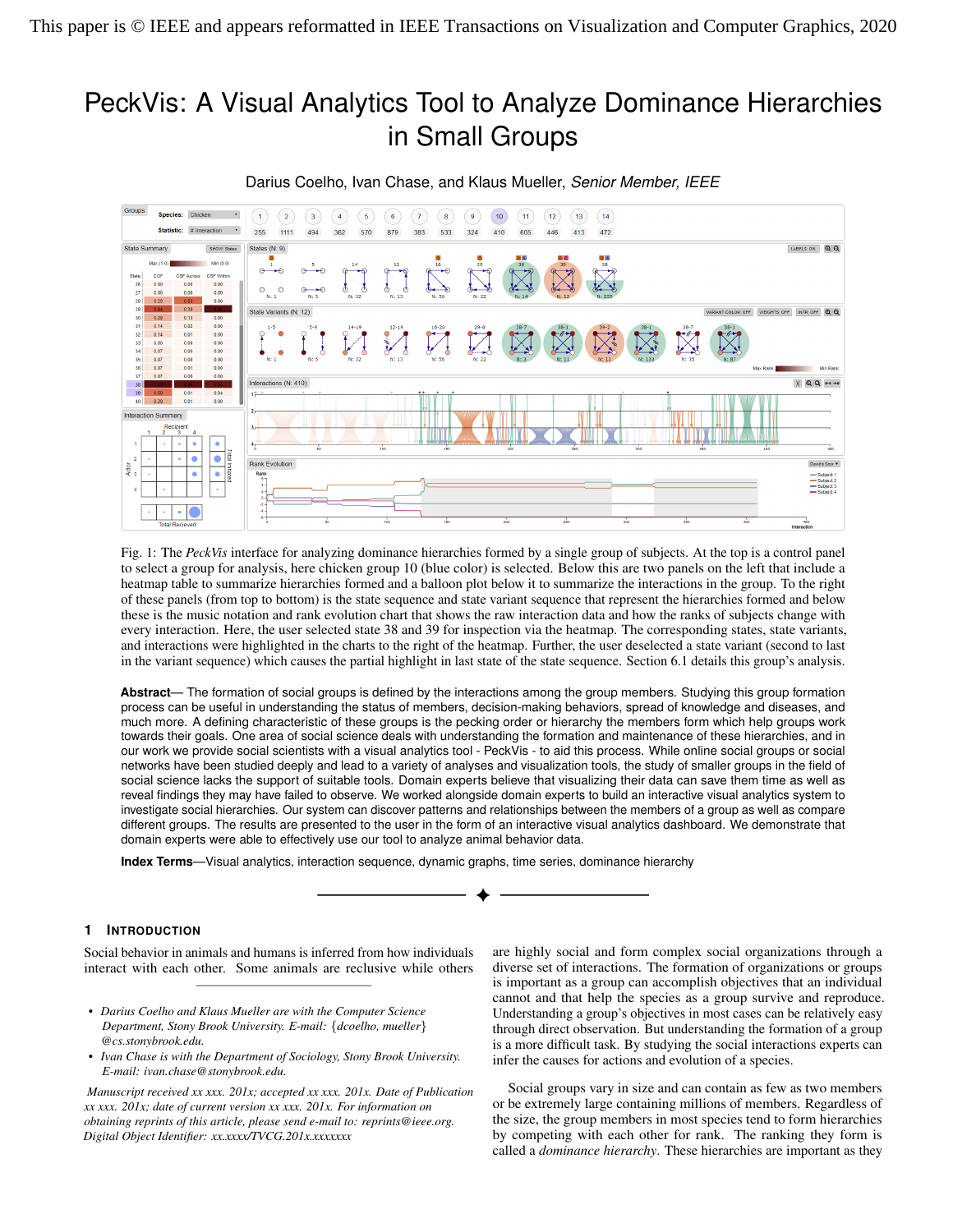This paper is © IEEE and appears reformatted in IEEE Transactions on Visualization and Computer Graphics, 2020

# PeckVis: A Visual Analytics Tool to Analyze Dominance Hierarchies in Small Groups

Darius Coelho, Ivan Chase, and Klaus Mueller, *Senior Member, IEEE*

Fig. 1: The *PeckVis* interface for analyzing dominance hierarchies formed by a single group of subjects. At the top is a control panel to select a group for analysis, here chicken group 10 (blue color) is selected. Below this are two panels on the left that include a heatmap table to summarize hierarchies formed and a balloon plot below it to summarize the interactions in the group. To the right of these panels (from top to bottom) is the state sequence and state variant sequence that represent the hierarchies formed and below these is the music notation and rank evolution chart that shows the raw interaction data and how the ranks of subjects change with every interaction. Here, the user selected state 38 and 39 for inspection via the heatmap. The corresponding states, state variants, and interactions were highlighted in the charts to the right of the heatmap. Further, the user deselected a state variant (second to last in the variant sequence) which causes the partial highlight in last state of the state sequence. Section 6.1 details this group's analysis.

**Abstract**— The formation of social groups is defined by the interactions among the group members. Studying this group formation process can be useful in understanding the status of members, decision-making behaviors, spread of knowledge and diseases, and much more. A defining characteristic of these groups is the pecking order or hierarchy the members form which help groups work towards their goals. One area of social science deals with understanding the formation and maintenance of these hierarchies, and in our work we provide social scientists with a visual analytics tool - PeckVis - to aid this process. While online social groups or social networks have been studied deeply and lead to a variety of analyses and visualization tools, the study of smaller groups in the field of social science lacks the support of suitable tools. Domain experts believe that visualizing their data can save them time as well as reveal findings they may have failed to observe. We worked alongside domain experts to build an interactive visual analytics system to investigate social hierarchies. Our system can discover patterns and relationships between the members of a group as well as compare different groups. The results are presented to the user in the form of an interactive visual analytics dashboard. We demonstrate that domain experts were able to effectively use our tool to analyze animal behavior data.

**Index Terms**—Visual analytics, interaction sequence, dynamic graphs, time series, dominance hierarchy

## 1 Introduction

Social behavior in animals and humans is inferred from how individuals interact with each other. Some animals are reclusive while others are highly social and form complex social organizations through a diverse set of interactions. The formation of organizations or groups is important as a group can accomplish objectives that an individual cannot and that help the species as a group survive and reproduce. Understanding a group's objectives in most cases can be relatively easy through direct observation. But understanding the formation of a group is a more difficult task. By studying the social interactions experts can infer the causes for actions and evolution of a species.

Social groups vary in size and can contain as few as two members or be extremely large containing millions of members. Regardless of the size, the group members in most species tend to form hierarchies by competing with each other for rank. The ranking they form is called a *dominance hierarchy*. These hierarchies are important as they

- *Darius Coelho and Klaus Mueller are with the Computer Science Department, Stony Brook University. E-mail: {dcoelho, mueller}@cs.stonybrook.edu.*
- *Ivan Chase is with the Department of Sociology, Stony Brook University. E-mail: ivan.chase@stonybrook.edu.*

*Manuscript received xx xxx. 201x; accepted xx xxx. 201x. Date of Publication xx xxx. 201x; date of current version xx xxx. 201x. For information on obtaining reprints of this article, please send e-mail to: reprints@ieee.org. Digital Object Identifier: xx.xxxx/TVCG.201x.xxxxxxx*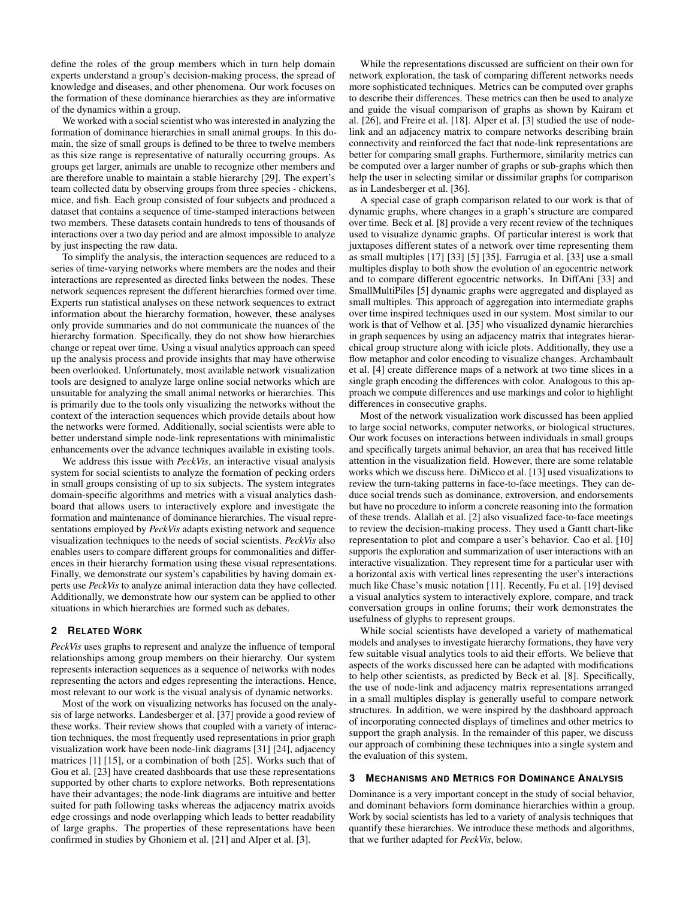define the roles of the group members which in turn help domain experts understand a group's decision-making process, the spread of knowledge and diseases, and other phenomena. Our work focuses on the formation of these dominance hierarchies as they are informative of the dynamics within a group.

We worked with a social scientist who was interested in analyzing the formation of dominance hierarchies in small animal groups. In this domain, the size of small groups is defined to be three to twelve members as this size range is representative of naturally occurring groups. As groups get larger, animals are unable to recognize other members and are therefore unable to maintain a stable hierarchy [29]. The expert's team collected data by observing groups from three species - chickens, mice, and fish. Each group consisted of four subjects and produced a dataset that contains a sequence of time-stamped interactions between two members. These datasets contain hundreds to tens of thousands of interactions over a two day period and are almost impossible to analyze by just inspecting the raw data.

To simplify the analysis, the interaction sequences are reduced to a series of time-varying networks where members are the nodes and their interactions are represented as directed links between the nodes. These network sequences represent the different hierarchies formed over time. Experts run statistical analyses on these network sequences to extract information about the hierarchy formation, however, these analyses only provide summaries and do not communicate the nuances of the hierarchy formation. Specifically, they do not show how hierarchies change or repeat over time. Using a visual analytics approach can speed up the analysis process and provide insights that may have otherwise been overlooked. Unfortunately, most available network visualization tools are designed to analyze large online social networks which are unsuitable for analyzing the small animal networks or hierarchies. This is primarily due to the tools only visualizing the networks without the context of the interaction sequences which provide details about how the networks were formed. Additionally, social scientists were able to better understand simple node-link representations with minimalistic enhancements over the advance techniques available in existing tools.

We address this issue with *PeckVis*, an interactive visual analysis system for social scientists to analyze the formation of pecking orders in small groups consisting of up to six subjects. The system integrates domain-specific algorithms and metrics with a visual analytics dashboard that allows users to interactively explore and investigate the formation and maintenance of dominance hierarchies. The visual representations employed by *PeckVis* adapts existing network and sequence visualization techniques to the needs of social scientists. *PeckVis* also enables users to compare different groups for commonalities and differences in their hierarchy formation using these visual representations. Finally, we demonstrate our system's capabilities by having domain experts use *PeckVis* to analyze animal interaction data they have collected. Additionally, we demonstrate how our system can be applied to other situations in which hierarchies are formed such as debates.

## 2 Related Work

*PeckVis* uses graphs to represent and analyze the influence of temporal relationships among group members on their hierarchy. Our system represents interaction sequences as a sequence of networks with nodes representing the actors and edges representing the interactions. Hence, most relevant to our work is the visual analysis of dynamic networks.

Most of the work on visualizing networks has focused on the analysis of large networks. Landesberger et al. [37] provide a good review of these works. Their review shows that coupled with a variety of interaction techniques, the most frequently used representations in prior graph visualization work have been node-link diagrams [31] [24], adjacency matrices [1] [15], or a combination of both [25]. Works such that of Gou et al. [23] have created dashboards that use these representations supported by other charts to explore networks. Both representations have their advantages; the node-link diagrams are intuitive and better suited for path following tasks whereas the adjacency matrix avoids edge crossings and node overlapping which leads to better readability of large graphs. The properties of these representations have been confirmed in studies by Ghoniem et al. [21] and Alper et al. [3].

While the representations discussed are sufficient on their own for network exploration, the task of comparing different networks needs more sophisticated techniques. Metrics can be computed over graphs to describe their differences. These metrics can then be used to analyze and guide the visual comparison of graphs as shown by Kairam et al. [26], and Freire et al. [18]. Alper et al. [3] studied the use of node-link and an adjacency matrix to compare networks describing brain connectivity and reinforced the fact that node-link representations are better for comparing small graphs. Furthermore, similarity metrics can be computed over a larger number of graphs or sub-graphs which then help the user in selecting similar or dissimilar graphs for comparison as in Landesberger et al. [36].

A special case of graph comparison related to our work is that of dynamic graphs, where changes in a graph's structure are compared over time. Beck et al. [8] provide a very recent review of the techniques used to visualize dynamic graphs. Of particular interest is work that juxtaposes different states of a network over time representing them as small multiples [17] [33] [5] [35]. Farrugia et al. [33] use a small multiples display to both show the evolution of an egocentric network and to compare different egocentric networks. In DiffAni [33] and SmallMultiPiles [5] dynamic graphs were aggregated and displayed as small multiples. This approach of aggregation into intermediate graphs over time inspired techniques used in our system. Most similar to our work is that of Velhow et al. [35] who visualized dynamic hierarchies in graph sequences by using an adjacency matrix that integrates hierarchical group structure along with icicle plots. Additionally, they use a flow metaphor and color encoding to visualize changes. Archambault et al. [4] create difference maps of a network at two time slices in a single graph encoding the differences with color. Analogous to this approach we compute differences and use markings and color to highlight differences in consecutive graphs.

Most of the network visualization work discussed has been applied to large social networks, computer networks, or biological structures. Our work focuses on interactions between individuals in small groups and specifically targets animal behavior, an area that has received little attention in the visualization field. However, there are some relatable works which we discuss here. DiMicco et al. [13] used visualizations to review the turn-taking patterns in face-to-face meetings. They can deduce social trends such as dominance, extroversion, and endorsements but have no procedure to inform a concrete reasoning into the formation of these trends. Alallah et al. [2] also visualized face-to-face meetings to review the decision-making process. They used a Gantt chart-like representation to plot and compare a user's behavior. Cao et al. [10] supports the exploration and summarization of user interactions with an interactive visualization. They represent time for a particular user with a horizontal axis with vertical lines representing the user's interactions much like Chase's music notation [11]. Recently, Fu et al. [19] devised a visual analytics system to interactively explore, compare, and track conversation groups in online forums; their work demonstrates the usefulness of glyphs to represent groups.

While social scientists have developed a variety of mathematical models and analyses to investigate hierarchy formations, they have very few suitable visual analytics tools to aid their efforts. We believe that aspects of the works discussed here can be adapted with modifications to help other scientists, as predicted by Beck et al. [8]. Specifically, the use of node-link and adjacency matrix representations arranged in a small multiples display is generally useful to compare network structures. In addition, we were inspired by the dashboard approach of incorporating connected displays of timelines and other metrics to support the graph analysis. In the remainder of this paper, we discuss our approach of combining these techniques into a single system and the evaluation of this system.

## 3 Mechanisms and Metrics for Dominance Analysis

Dominance is a very important concept in the study of social behavior, and dominant behaviors form dominance hierarchies within a group. Work by social scientists has led to a variety of analysis techniques that quantify these hierarchies. We introduce these methods and algorithms, that we further adapted for *PeckVis*, below.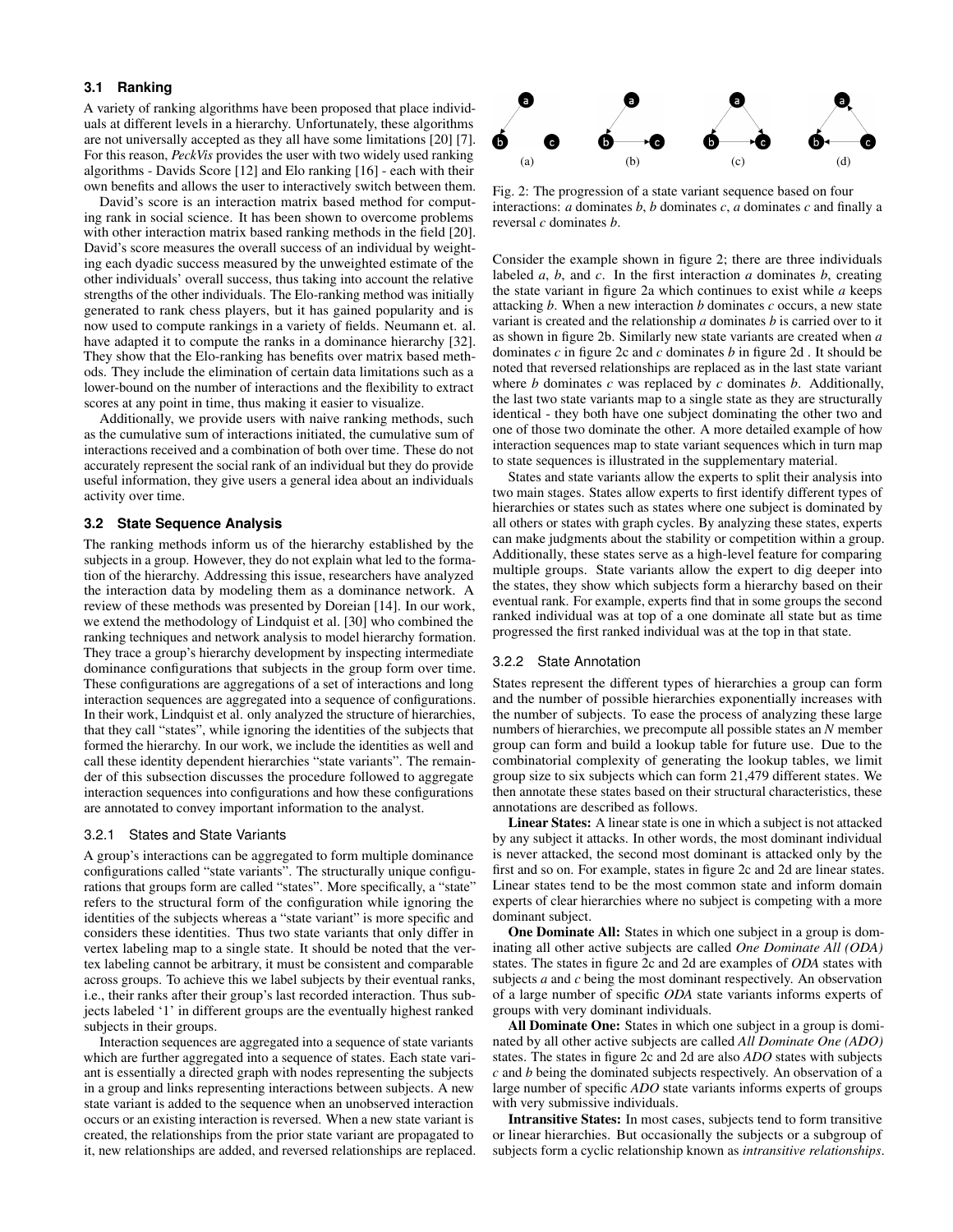### 3.1 Ranking

A variety of ranking algorithms have been proposed that place individuals at different levels in a hierarchy. Unfortunately, these algorithms are not universally accepted as they all have some limitations [20] [7]. For this reason, *PeckVis* provides the user with two widely used ranking algorithms - Davids Score [12] and Elo ranking [16] - each with their own benefits and allows the user to interactively switch between them.

David's score is an interaction matrix based method for computing rank in social science. It has been shown to overcome problems with other interaction matrix based ranking methods in the field [20]. David's score measures the overall success of an individual by weighting each dyadic success measured by the unweighted estimate of the other individuals' overall success, thus taking into account the relative strengths of the other individuals. The Elo-ranking method was initially generated to rank chess players, but it has gained popularity and is now used to compute rankings in a variety of fields. Neumann et. al. have adapted it to compute the ranks in a dominance hierarchy [32]. They show that the Elo-ranking has benefits over matrix based methods. They include the elimination of certain data limitations such as a lower-bound on the number of interactions and the flexibility to extract scores at any point in time, thus making it easier to visualize.

Additionally, we provide users with naive ranking methods, such as the cumulative sum of interactions initiated, the cumulative sum of interactions received and a combination of both over time. These do not accurately represent the social rank of an individual but they do provide useful information, they give users a general idea about an individuals activity over time.

### 3.2 State Sequence Analysis

The ranking methods inform us of the hierarchy established by the subjects in a group. However, they do not explain what led to the formation of the hierarchy. Addressing this issue, researchers have analyzed the interaction data by modeling them as a dominance network. A review of these methods was presented by Doreian [14]. In our work, we extend the methodology of Lindquist et al. [30] who combined the ranking techniques and network analysis to model hierarchy formation. They trace a group's hierarchy development by inspecting intermediate dominance configurations that subjects in the group form over time. These configurations are aggregations of a set of interactions and long interaction sequences are aggregated into a sequence of configurations. In their work, Lindquist et al. only analyzed the structure of hierarchies, that they call "states", while ignoring the identities of the subjects that formed the hierarchy. In our work, we include the identities as well and call these identity dependent hierarchies "state variants". The remainder of this subsection discusses the procedure followed to aggregate interaction sequences into configurations and how these configurations are annotated to convey important information to the analyst.

#### 3.2.1 States and State Variants

A group's interactions can be aggregated to form multiple dominance configurations called "state variants". The structurally unique configurations that groups form are called "states". More specifically, a "state" refers to the structural form of the configuration while ignoring the identities of the subjects whereas a "state variant" is more specific and considers these identities. Thus two state variants that only differ in vertex labeling map to a single state. It should be noted that the vertex labeling cannot be arbitrary, it must be consistent and comparable across groups. To achieve this we label subjects by their eventual ranks, i.e., their ranks after their group's last recorded interaction. Thus subjects labeled '1' in different groups are the eventually highest ranked subjects in their groups.

Interaction sequences are aggregated into a sequence of state variants which are further aggregated into a sequence of states. Each state variant is essentially a directed graph with nodes representing the subjects in a group and links representing interactions between subjects. A new state variant is added to the sequence when an unobserved interaction occurs or an existing interaction is reversed. When a new state variant is created, the relationships from the prior state variant are propagated to it, new relationships are added, and reversed relationships are replaced.

(a) (b) (c) (d)

Fig. 2: The progression of a state variant sequence based on four interactions: *a* dominates *b*, *b* dominates *c*, *a* dominates *c* and finally a reversal *c* dominates *b*.

Consider the example shown in figure 2; there are three individuals labeled *a*, *b*, and *c*. In the first interaction *a* dominates *b*, creating the state variant in figure 2a which continues to exist while *a* keeps attacking *b*. When a new interaction *b* dominates *c* occurs, a new state variant is created and the relationship *a* dominates *b* is carried over to it as shown in figure 2b. Similarly new state variants are created when *a* dominates *c* in figure 2c and *c* dominates *b* in figure 2d . It should be noted that reversed relationships are replaced as in the last state variant where *b* dominates *c* was replaced by *c* dominates *b*. Additionally, the last two state variants map to a single state as they are structurally identical - they both have one subject dominating the other two and one of those two dominate the other. A more detailed example of how interaction sequences map to state variant sequences which in turn map to state sequences is illustrated in the supplementary material.

States and state variants allow the experts to split their analysis into two main stages. States allow experts to first identify different types of hierarchies or states such as states where one subject is dominated by all others or states with graph cycles. By analyzing these states, experts can make judgments about the stability or competition within a group. Additionally, these states serve as a high-level feature for comparing multiple groups. State variants allow the expert to dig deeper into the states, they show which subjects form a hierarchy based on their eventual rank. For example, experts find that in some groups the second ranked individual was at top of a one dominate all state but as time progressed the first ranked individual was at the top in that state.

#### 3.2.2 State Annotation

States represent the different types of hierarchies a group can form and the number of possible hierarchies exponentially increases with the number of subjects. To ease the process of analyzing these large numbers of hierarchies, we precompute all possible states an *N* member group can form and build a lookup table for future use. Due to the combinatorial complexity of generating the lookup tables, we limit group size to six subjects which can form 21,479 different states. We then annotate these states based on their structural characteristics, these annotations are described as follows.

**Linear States:** A linear state is one in which a subject is not attacked by any subject it attacks. In other words, the most dominant individual is never attacked, the second most dominant is attacked only by the first and so on. For example, states in figure 2c and 2d are linear states. Linear states tend to be the most common state and inform domain experts of clear hierarchies where no subject is competing with a more dominant subject.

**One Dominate All:** States in which one subject in a group is dominating all other active subjects are called *One Dominate All (ODA)* states. The states in figure 2c and 2d are examples of *ODA* states with subjects *a* and *c* being the most dominant respectively. An observation of a large number of specific *ODA* state variants informs experts of groups with very dominant individuals.

**All Dominate One:** States in which one subject in a group is dominated by all other active subjects are called *All Dominate One (ADO)* states. The states in figure 2c and 2d are also *ADO* states with subjects *c* and *b* being the dominated subjects respectively. An observation of a large number of specific *ADO* state variants informs experts of groups with very submissive individuals.

**Intransitive States:** In most cases, subjects tend to form transitive or linear hierarchies. But occasionally the subjects or a subgroup of subjects form a cyclic relationship known as *intransitive relationships*.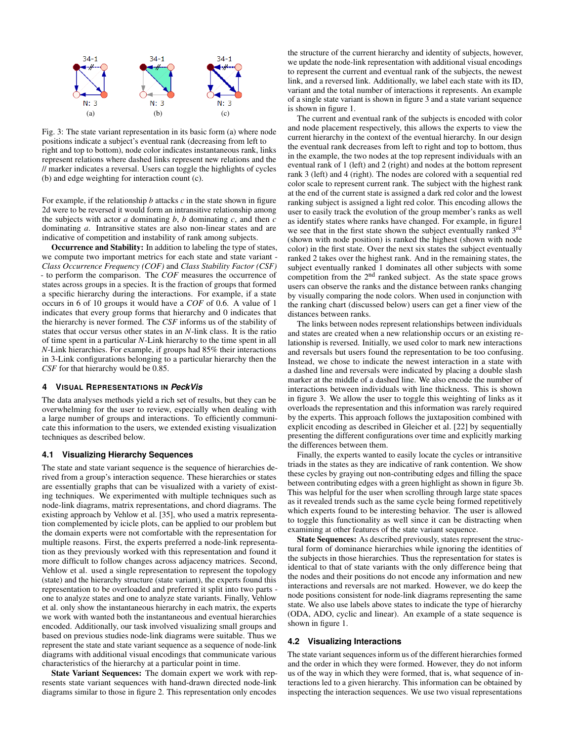Fig. 3: The state variant representation in its basic form (a) where node positions indicate a subject's eventual rank (decreasing from left to right and top to bottom), node color indicates instantaneous rank, links represent relations where dashed links represent new relations and the // marker indicates a reversal. Users can toggle the highlights of cycles (b) and edge weighting for interaction count (c).

For example, if the relationship *b* attacks *c* in the state shown in figure 2d were to be reversed it would form an intransitive relationship among the subjects with actor *a* dominating *b*, *b* dominating *c*, and then *c* dominating *a*. Intransitive states are also non-linear states and are indicative of competition and instability of rank among subjects.

**Occurrence and Stability:** In addition to labeling the type of states, we compute two important metrics for each state and state variant - *Class Occurrence Frequency (COF)* and *Class Stability Factor (CSF)* - to perform the comparison. The *COF* measures the occurrence of states across groups in a species. It is the fraction of groups that formed a specific hierarchy during the interactions. For example, if a state occurs in 6 of 10 groups it would have a *COF* of 0.6. A value of 1 indicates that every group forms that hierarchy and 0 indicates that the hierarchy is never formed. The *CSF* informs us of the stability of states that occur versus other states in an *N*-link class. It is the ratio of time spent in a particular *N*-Link hierarchy to the time spent in all *N*-Link hierarchies. For example, if groups had 85% their interactions in 3-Link configurations belonging to a particular hierarchy then the *CSF* for that hierarchy would be 0.85.

## 4 Visual Representations in *PeckVis*

The data analyses methods yield a rich set of results, but they can be overwhelming for the user to review, especially when dealing with a large number of groups and interactions. To efficiently communicate this information to the users, we extended existing visualization techniques as described below.

### 4.1 Visualizing Hierarchy Sequences

The state and state variant sequence is the sequence of hierarchies derived from a group's interaction sequence. These hierarchies or states are essentially graphs that can be visualized with a variety of existing techniques. We experimented with multiple techniques such as node-link diagrams, matrix representations, and chord diagrams. The existing approach by Vehlow et al. [35], who used a matrix representation complemented by icicle plots, can be applied to our problem but the domain experts were not comfortable with the representation for multiple reasons. First, the experts preferred a node-link representation as they previously worked with this representation and found it more difficult to follow changes across adjacency matrices. Second, Vehlow et al. used a single representation to represent the topology (state) and the hierarchy structure (state variant), the experts found this representation to be overloaded and preferred it split into two parts - one to analyze states and one to analyze state variants. Finally, Vehlow et al. only show the instantaneous hierarchy in each matrix, the experts we work with wanted both the instantaneous and eventual hierarchies encoded. Additionally, our task involved visualizing small groups and based on previous studies node-link diagrams were suitable. Thus we represent the state and state variant sequence as a sequence of node-link diagrams with additional visual encodings that communicate various characteristics of the hierarchy at a particular point in time.

**State Variant Sequences:** The domain expert we work with represents state variant sequences with hand-drawn directed node-link diagrams similar to those in figure 2. This representation only encodes the structure of the current hierarchy and identity of subjects, however, we update the node-link representation with additional visual encodings to represent the current and eventual rank of the subjects, the newest link, and a reversed link. Additionally, we label each state with its ID, variant and the total number of interactions it represents. An example of a single state variant is shown in figure 3 and a state variant sequence is shown in figure 1.

The current and eventual rank of the subjects is encoded with color and node placement respectively, this allows the experts to view the current hierarchy in the context of the eventual hierarchy. In our design the eventual rank decreases from left to right and top to bottom, thus in the example, the two nodes at the top represent individuals with an eventual rank of 1 (left) and 2 (right) and nodes at the bottom represent rank 3 (left) and 4 (right). The nodes are colored with a sequential red color scale to represent current rank. The subject with the highest rank at the end of the current state is assigned a dark red color and the lowest ranking subject is assigned a light red color. This encoding allows the user to easily track the evolution of the group member's ranks as well as identify states where ranks have changed. For example, in figure1 we see that in the first state shown the subject eventually ranked 3rd (shown with node position) is ranked the highest (shown with node color) in the first state. Over the next six states the subject eventually ranked 2 takes over the highest rank. And in the remaining states, the subject eventually ranked 1 dominates all other subjects with some competition from the 2nd ranked subject. As the state space grows users can observe the ranks and the distance between ranks changing by visually comparing the node colors. When used in conjunction with the ranking chart (discussed below) users can get a finer view of the distances between ranks.

The links between nodes represent relationships between individuals and states are created when a new relationship occurs or an existing relationship is reversed. Initially, we used color to mark new interactions and reversals but users found the representation to be too confusing. Instead, we chose to indicate the newest interaction in a state with a dashed line and reversals were indicated by placing a double slash marker at the middle of a dashed line. We also encode the number of interactions between individuals with line thickness. This is shown in figure 3. We allow the user to toggle this weighting of links as it overloads the representation and this information was rarely required by the experts. This approach follows the juxtaposition combined with explicit encoding as described in Gleicher et al. [22] by sequentially presenting the different configurations over time and explicitly marking the differences between them.

Finally, the experts wanted to easily locate the cycles or intransitive triads in the states as they are indicative of rank contention. We show these cycles by graying out non-contributing edges and filling the space between contributing edges with a green highlight as shown in figure 3b. This was helpful for the user when scrolling through large state spaces as it revealed trends such as the same cycle being formed repetitively which experts found to be interesting behavior. The user is allowed to toggle this functionality as well since it can be distracting when examining at other features of the state variant sequence.

**State Sequences:** As described previously, states represent the structural form of dominance hierarchies while ignoring the identities of the subjects in those hierarchies. Thus the representation for states is identical to that of state variants with the only difference being that the nodes and their positions do not encode any information and new interactions and reversals are not marked. However, we do keep the node positions consistent for node-link diagrams representing the same state. We also use labels above states to indicate the type of hierarchy (ODA, ADO, cyclic and linear). An example of a state sequence is shown in figure 1.

### 4.2 Visualizing Interactions

The state variant sequences inform us of the different hierarchies formed and the order in which they were formed. However, they do not inform us of the way in which they were formed, that is, what sequence of interactions led to a given hierarchy. This information can be obtained by inspecting the interaction sequences. We use two visual representations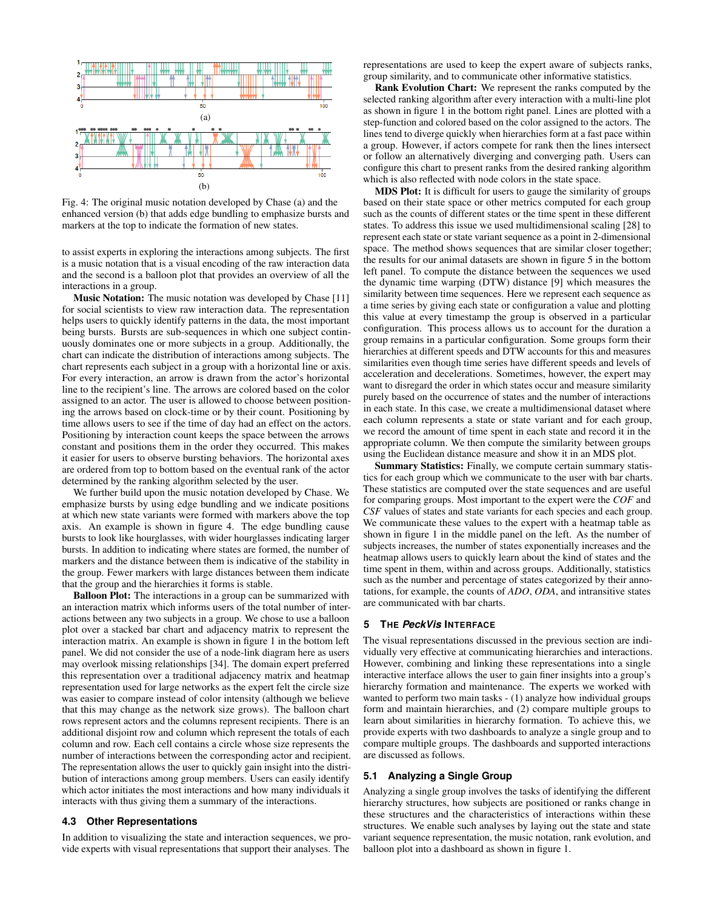Fig. 4: The original music notation developed by Chase (a) and the enhanced version (b) that adds edge bundling to emphasize bursts and markers at the top to indicate the formation of new states.

to assist experts in exploring the interactions among subjects. The first is a music notation that is a visual encoding of the raw interaction data and the second is a balloon plot that provides an overview of all the interactions in a group.

**Music Notation:** The music notation was developed by Chase [11] for social scientists to view raw interaction data. The representation helps users to quickly identify patterns in the data, the most important being bursts. Bursts are sub-sequences in which one subject continuously dominates one or more subjects in a group. Additionally, the chart can indicate the distribution of interactions among subjects. The chart represents each subject in a group with a horizontal line or axis. For every interaction, an arrow is drawn from the actor's horizontal line to the recipient's line. The arrows are colored based on the color assigned to an actor. The user is allowed to choose between positioning the arrows based on clock-time or by their count. Positioning by time allows users to see if the time of day had an effect on the actors. Positioning by interaction count keeps the space between the arrows constant and positions them in the order they occurred. This makes it easier for users to observe bursting behaviors. The horizontal axes are ordered from top to bottom based on the eventual rank of the actor determined by the ranking algorithm selected by the user.

We further build upon the music notation developed by Chase. We emphasize bursts by using edge bundling and we indicate positions at which new state variants were formed with markers above the top axis. An example is shown in figure 4. The edge bundling cause bursts to look like hourglasses, with wider hourglasses indicating larger bursts. In addition to indicating where states are formed, the number of markers and the distance between them is indicative of the stability in the group. Fewer markers with large distances between them indicate that the group and the hierarchies it forms is stable.

**Balloon Plot:** The interactions in a group can be summarized with an interaction matrix which informs users of the total number of interactions between any two subjects in a group. We chose to use a balloon plot over a stacked bar chart and adjacency matrix to represent the interaction matrix. An example is shown in figure 1 in the bottom left panel. We did not consider the use of a node-link diagram here as users may overlook missing relationships [34]. The domain expert preferred this representation over a traditional adjacency matrix and heatmap representation used for large networks as the expert felt the circle size was easier to compare instead of color intensity (although we believe that this may change as the network size grows). The balloon chart rows represent actors and the columns represent recipients. There is an additional disjoint row and column which represent the totals of each column and row. Each cell contains a circle whose size represents the number of interactions between the corresponding actor and recipient. The representation allows the user to quickly gain insight into the distribution of interactions among group members. Users can easily identify which actor initiates the most interactions and how many individuals it interacts with thus giving them a summary of the interactions.

### 4.3 Other Representations

In addition to visualizing the state and interaction sequences, we provide experts with visual representations that support their analyses. The representations are used to keep the expert aware of subjects ranks, group similarity, and to communicate other informative statistics.

**Rank Evolution Chart:** We represent the ranks computed by the selected ranking algorithm after every interaction with a multi-line plot as shown in figure 1 in the bottom right panel. Lines are plotted with a step-function and colored based on the color assigned to the actors. The lines tend to diverge quickly when hierarchies form at a fast pace within a group. However, if actors compete for rank then the lines intersect or follow an alternatively diverging and converging path. Users can configure this chart to present ranks from the desired ranking algorithm which is also reflected with node colors in the state space.

**MDS Plot:** It is difficult for users to gauge the similarity of groups based on their state space or other metrics computed for each group such as the counts of different states or the time spent in these different states. To address this issue we used multidimensional scaling [28] to represent each state or state variant sequence as a point in 2-dimensional space. The method shows sequences that are similar closer together; the results for our animal datasets are shown in figure 5 in the bottom left panel. To compute the distance between the sequences we used the dynamic time warping (DTW) distance [9] which measures the similarity between time sequences. Here we represent each sequence as a time series by giving each state or configuration a value and plotting this value at every timestamp the group is observed in a particular configuration. This process allows us to account for the duration a group remains in a particular configuration. Some groups form their hierarchies at different speeds and DTW accounts for this and measures similarities even though time series have different speeds and levels of acceleration and decelerations. Sometimes, however, the expert may want to disregard the order in which states occur and measure similarity purely based on the occurrence of states and the number of interactions in each state. In this case, we create a multidimensional dataset where each column represents a state or state variant and for each group, we record the amount of time spent in each state and record it in the appropriate column. We then compute the similarity between groups using the Euclidean distance measure and show it in an MDS plot.

**Summary Statistics:** Finally, we compute certain summary statistics for each group which we communicate to the user with bar charts. These statistics are computed over the state sequences and are useful for comparing groups. Most important to the expert were the *COF* and *CSF* values of states and state variants for each species and each group. We communicate these values to the expert with a heatmap table as shown in figure 1 in the middle panel on the left. As the number of subjects increases, the number of states exponentially increases and the heatmap allows users to quickly learn about the kind of states and the time spent in them, within and across groups. Additionally, statistics such as the number and percentage of states categorized by their annotations, for example, the counts of *ADO*, *ODA*, and intransitive states are communicated with bar charts.

## 5 The *PeckVis* Interface

The visual representations discussed in the previous section are individually very effective at communicating hierarchies and interactions. However, combining and linking these representations into a single interactive interface allows the user to gain finer insights into a group's hierarchy formation and maintenance. The experts we worked with wanted to perform two main tasks - (1) analyze how individual groups form and maintain hierarchies, and (2) compare multiple groups to learn about similarities in hierarchy formation. To achieve this, we provide experts with two dashboards to analyze a single group and to compare multiple groups. The dashboards and supported interactions are discussed as follows.

### 5.1 Analyzing a Single Group

Analyzing a single group involves the tasks of identifying the different hierarchy structures, how subjects are positioned or ranks change in these structures and the characteristics of interactions within these structures. We enable such analyses by laying out the state and state variant sequence representation, the music notation, rank evolution, and balloon plot into a dashboard as shown in figure 1.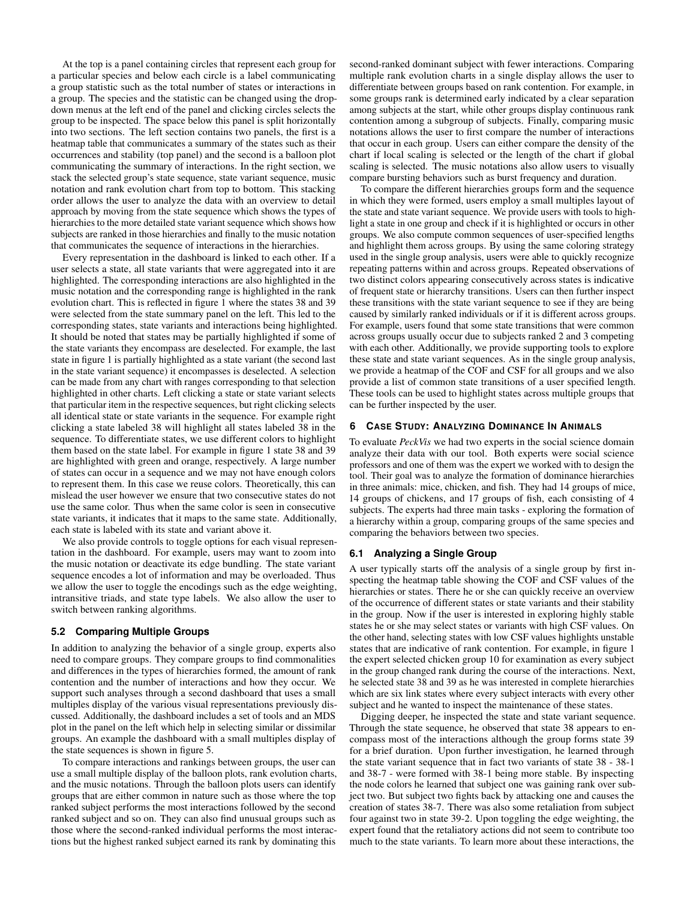At the top is a panel containing circles that represent each group for a particular species and below each circle is a label communicating a group statistic such as the total number of states or interactions in a group. The species and the statistic can be changed using the drop-down menus at the left end of the panel and clicking circles selects the group to be inspected. The space below this panel is split horizontally into two sections. The left section contains two panels, the first is a heatmap table that communicates a summary of the states such as their occurrences and stability (top panel) and the second is a balloon plot communicating the summary of interactions. In the right section, we stack the selected group's state sequence, state variant sequence, music notation and rank evolution chart from top to bottom. This stacking order allows the user to analyze the data with an overview to detail approach by moving from the state sequence which shows the types of hierarchies to the more detailed state variant sequence which shows how subjects are ranked in those hierarchies and finally to the music notation that communicates the sequence of interactions in the hierarchies.

Every representation in the dashboard is linked to each other. If a user selects a state, all state variants that were aggregated into it are highlighted. The corresponding interactions are also highlighted in the music notation and the corresponding range is highlighted in the rank evolution chart. This is reflected in figure 1 where the states 38 and 39 were selected from the state summary panel on the left. This led to the corresponding states, state variants and interactions being highlighted. It should be noted that states may be partially highlighted if some of the state variants they encompass are deselected. For example, the last state in figure 1 is partially highlighted as a state variant (the second last in the state variant sequence) it encompasses is deselected. A selection can be made from any chart with ranges corresponding to that selection highlighted in other charts. Left clicking a state or state variant selects that particular item in the respective sequences, but right clicking selects all identical state or state variants in the sequence. For example right clicking a state labeled 38 will highlight all states labeled 38 in the sequence. To differentiate states, we use different colors to highlight them based on the state label. For example in figure 1 state 38 and 39 are highlighted with green and orange, respectively. A large number of states can occur in a sequence and we may not have enough colors to represent them. In this case we reuse colors. Theoretically, this can mislead the user however we ensure that two consecutive states do not use the same color. Thus when the same color is seen in consecutive state variants, it indicates that it maps to the same state. Additionally, each state is labeled with its state and variant above it.

We also provide controls to toggle options for each visual representation in the dashboard. For example, users may want to zoom into the music notation or deactivate its edge bundling. The state variant sequence encodes a lot of information and may be overloaded. Thus we allow the user to toggle the encodings such as the edge weighting, intransitive triads, and state type labels. We also allow the user to switch between ranking algorithms.

### 5.2 Comparing Multiple Groups

In addition to analyzing the behavior of a single group, experts also need to compare groups. They compare groups to find commonalities and differences in the types of hierarchies formed, the amount of rank contention and the number of interactions and how they occur. We support such analyses through a second dashboard that uses a small multiples display of the various visual representations previously discussed. Additionally, the dashboard includes a set of tools and an MDS plot in the panel on the left which help in selecting similar or dissimilar groups. An example the dashboard with a small multiples display of the state sequences is shown in figure 5.

To compare interactions and rankings between groups, the user can use a small multiple display of the balloon plots, rank evolution charts, and the music notations. Through the balloon plots users can identify groups that are either common in nature such as those where the top ranked subject performs the most interactions followed by the second ranked subject and so on. They can also find unusual groups such as those where the second-ranked individual performs the most interactions but the highest ranked subject earned its rank by dominating this second-ranked dominant subject with fewer interactions. Comparing multiple rank evolution charts in a single display allows the user to differentiate between groups based on rank contention. For example, in some groups rank is determined early indicated by a clear separation among subjects at the start, while other groups display continuous rank contention among a subgroup of subjects. Finally, comparing music notations allows the user to first compare the number of interactions that occur in each group. Users can either compare the density of the chart if local scaling is selected or the length of the chart if global scaling is selected. The music notations also allow users to visually compare bursting behaviors such as burst frequency and duration.

To compare the different hierarchies groups form and the sequence in which they were formed, users employ a small multiples layout of the state and state variant sequence. We provide users with tools to highlight a state in one group and check if it is highlighted or occurs in other groups. We also compute common sequences of user-specified lengths and highlight them across groups. By using the same coloring strategy used in the single group analysis, users were able to quickly recognize repeating patterns within and across groups. Repeated observations of two distinct colors appearing consecutively across states is indicative of frequent state or hierarchy transitions. Users can then further inspect these transitions with the state variant sequence to see if they are being caused by similarly ranked individuals or if it is different across groups. For example, users found that some state transitions that were common across groups usually occur due to subjects ranked 2 and 3 competing with each other. Additionally, we provide supporting tools to explore these state and state variant sequences. As in the single group analysis, we provide a heatmap of the COF and CSF for all groups and we also provide a list of common state transitions of a user specified length. These tools can be used to highlight states across multiple groups that can be further inspected by the user.

## 6 Case Study: Analyzing Dominance In Animals

To evaluate *PeckVis* we had two experts in the social science domain analyze their data with our tool. Both experts were social science professors and one of them was the expert we worked with to design the tool. Their goal was to analyze the formation of dominance hierarchies in three animals: mice, chicken, and fish. They had 14 groups of mice, 14 groups of chickens, and 17 groups of fish, each consisting of 4 subjects. The experts had three main tasks - exploring the formation of a hierarchy within a group, comparing groups of the same species and comparing the behaviors between two species.

### 6.1 Analyzing a Single Group

A user typically starts off the analysis of a single group by first inspecting the heatmap table showing the COF and CSF values of the hierarchies or states. There he or she can quickly receive an overview of the occurrence of different states or state variants and their stability in the group. Now if the user is interested in exploring highly stable states he or she may select states or variants with high CSF values. On the other hand, selecting states with low CSF values highlights unstable states that are indicative of rank contention. For example, in figure 1 the expert selected chicken group 10 for examination as every subject in the group changed rank during the course of the interactions. Next, he selected state 38 and 39 as he was interested in complete hierarchies which are six link states where every subject interacts with every other subject and he wanted to inspect the maintenance of these states.

Digging deeper, he inspected the state and state variant sequence. Through the state sequence, he observed that state 38 appears to encompass most of the interactions although the group forms state 39 for a brief duration. Upon further investigation, he learned through the state variant sequence that in fact two variants of state 38 - 38-1 and 38-7 - were formed with 38-1 being more stable. By inspecting the node colors he learned that subject one was gaining rank over subject two. But subject two fights back by attacking one and causes the creation of states 38-7. There was also some retaliation from subject four against two in state 39-2. Upon toggling the edge weighting, the expert found that the retaliatory actions did not seem to contribute too much to the state variants. To learn more about these interactions, the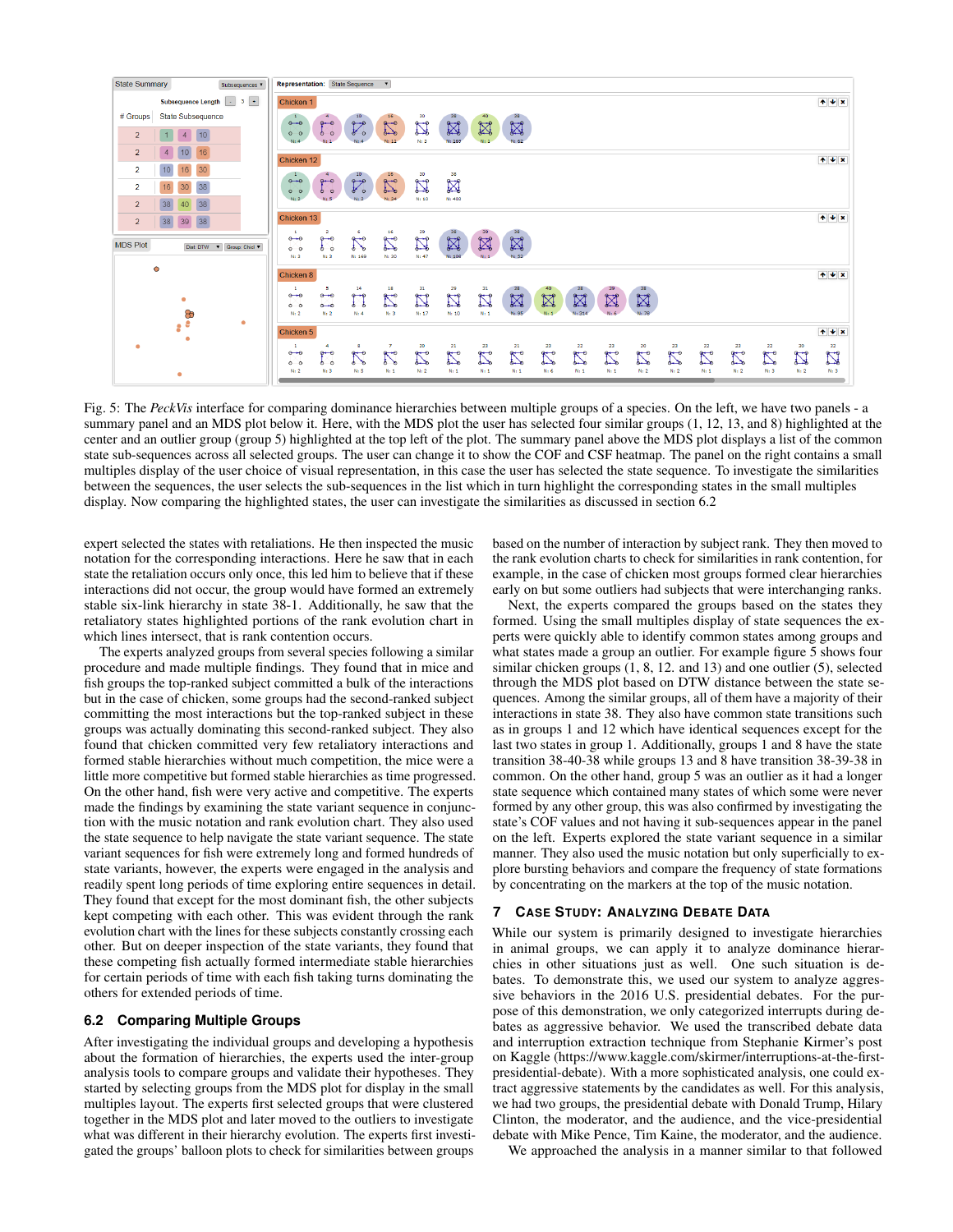Fig. 5: The *PeckVis* interface for comparing dominance hierarchies between multiple groups of a species. On the left, we have two panels - a summary panel and an MDS plot below it. Here, with the MDS plot the user has selected four similar groups (1, 12, 13, and 8) highlighted at the center and an outlier group (group 5) highlighted at the top left of the plot. The summary panel above the MDS plot displays a list of the common state sub-sequences across all selected groups. The user can change it to show the COF and CSF heatmap. The panel on the right contains a small multiples display of the user choice of visual representation, in this case the user has selected the state sequence. To investigate the similarities between the sequences, the user selects the sub-sequences in the list which in turn highlight the corresponding states in the small multiples display. Now comparing the highlighted states, the user can investigate the similarities as discussed in section 6.2

expert selected the states with retaliations. He then inspected the music notation for the corresponding interactions. Here he saw that in each state the retaliation occurs only once, this led him to believe that if these interactions did not occur, the group would have formed an extremely stable six-link hierarchy in state 38-1. Additionally, he saw that the retaliatory states highlighted portions of the rank evolution chart in which lines intersect, that is rank contention occurs.

The experts analyzed groups from several species following a similar procedure and made multiple findings. They found that in mice and fish groups the top-ranked subject committed a bulk of the interactions but in the case of chicken, some groups had the second-ranked subject committing the most interactions but the top-ranked subject in these groups was actually dominating this second-ranked subject. They also found that chicken committed very few retaliatory interactions and formed stable hierarchies without much competition, the mice were a little more competitive but formed stable hierarchies as time progressed. On the other hand, fish were very active and competitive. The experts made the findings by examining the state variant sequence in conjunction with the music notation and rank evolution chart. They also used the state sequence to help navigate the state variant sequence. The state variant sequences for fish were extremely long and formed hundreds of state variants, however, the experts were engaged in the analysis and readily spent long periods of time exploring entire sequences in detail. They found that except for the most dominant fish, the other subjects kept competing with each other. This was evident through the rank evolution chart with the lines for these subjects constantly crossing each other. But on deeper inspection of the state variants, they found that these competing fish actually formed intermediate stable hierarchies for certain periods of time with each fish taking turns dominating the others for extended periods of time.

### 6.2 Comparing Multiple Groups

After investigating the individual groups and developing a hypothesis about the formation of hierarchies, the experts used the inter-group analysis tools to compare groups and validate their hypotheses. They started by selecting groups from the MDS plot for display in the small multiples layout. The experts first selected groups that were clustered together in the MDS plot and later moved to the outliers to investigate what was different in their hierarchy evolution. The experts first investigated the groups' balloon plots to check for similarities between groups based on the number of interaction by subject rank. They then moved to the rank evolution charts to check for similarities in rank contention, for example, in the case of chicken most groups formed clear hierarchies early on but some outliers had subjects that were interchanging ranks.

Next, the experts compared the groups based on the states they formed. Using the small multiples display of state sequences the experts were quickly able to identify common states among groups and what states made a group an outlier. For example figure 5 shows four similar chicken groups (1, 8, 12. and 13) and one outlier (5), selected through the MDS plot based on DTW distance between the state sequences. Among the similar groups, all of them have a majority of their interactions in state 38. They also have common state transitions such as in groups 1 and 12 which have identical sequences except for the last two states in group 1. Additionally, groups 1 and 8 have the state transition 38-40-38 while groups 13 and 8 have transition 38-39-38 in common. On the other hand, group 5 was an outlier as it had a longer state sequence which contained many states of which some were never formed by any other group, this was also confirmed by investigating the state's COF values and not having it sub-sequences appear in the panel on the left. Experts explored the state variant sequence in a similar manner. They also used the music notation but only superficially to explore bursting behaviors and compare the frequency of state formations by concentrating on the markers at the top of the music notation.

## 7 Case Study: Analyzing Debate Data

While our system is primarily designed to investigate hierarchies in animal groups, we can apply it to analyze dominance hierarchies in other situations just as well. One such situation is debates. To demonstrate this, we used our system to analyze aggressive behaviors in the 2016 U.S. presidential debates. For the purpose of this demonstration, we only categorized interrupts during debates as aggressive behavior. We used the transcribed debate data and interruption extraction technique from Stephanie Kirmer's post on Kaggle (https://www.kaggle.com/skirmer/interruptions-at-the-first-presidential-debate). With a more sophisticated analysis, one could extract aggressive statements by the candidates as well. For this analysis, we had two groups, the presidential debate with Donald Trump, Hilary Clinton, the moderator, and the audience, and the vice-presidential debate with Mike Pence, Tim Kaine, the moderator, and the audience.

We approached the analysis in a manner similar to that followed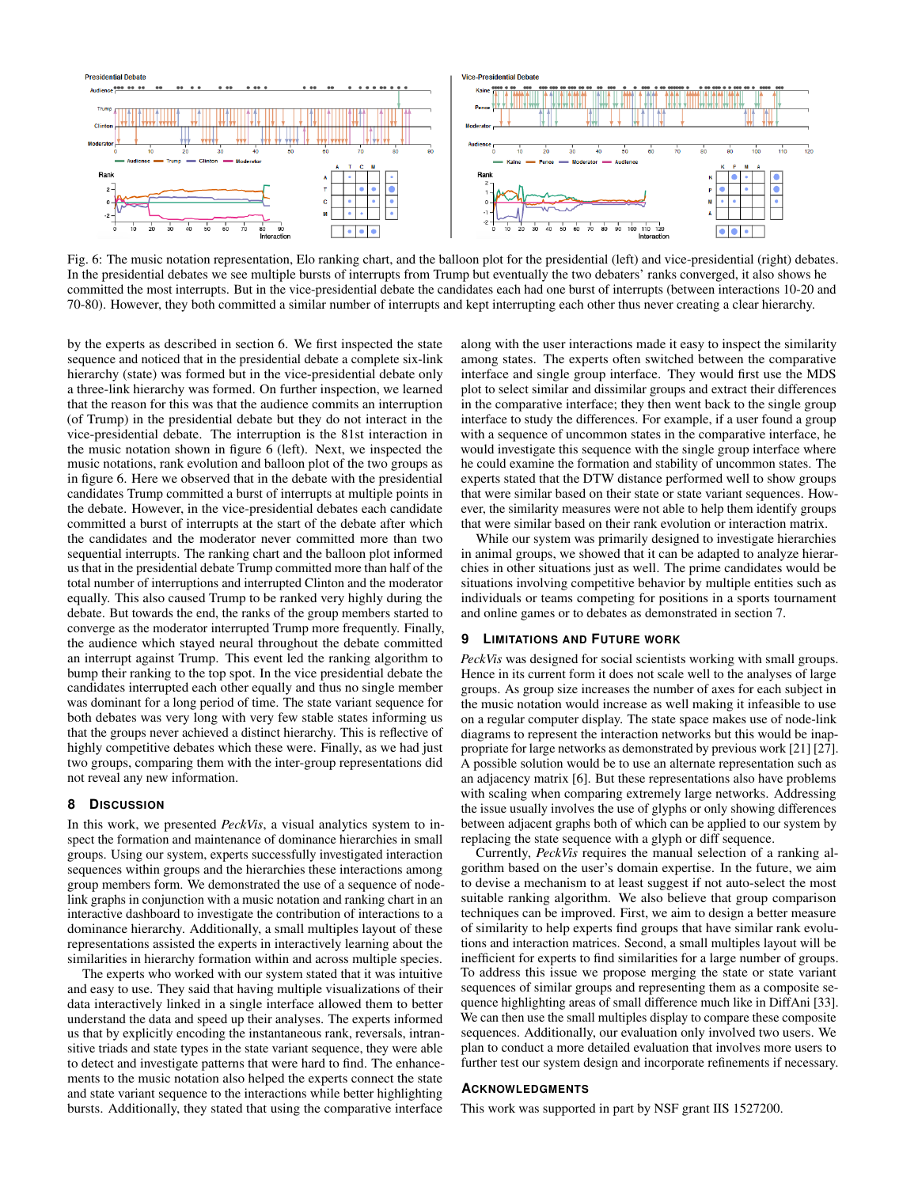Fig. 6: The music notation representation, Elo ranking chart, and the balloon plot for the presidential (left) and vice-presidential (right) debates. In the presidential debates we see multiple bursts of interrupts from Trump but eventually the two debaters' ranks converged, it also shows he committed the most interrupts. But in the vice-presidential debate the candidates each had one burst of interrupts (between interactions 10-20 and 70-80). However, they both committed a similar number of interrupts and kept interrupting each other thus never creating a clear hierarchy.

by the experts as described in section 6. We first inspected the state sequence and noticed that in the presidential debate a complete six-link hierarchy (state) was formed but in the vice-presidential debate only a three-link hierarchy was formed. On further inspection, we learned that the reason for this was that the audience commits an interruption (of Trump) in the presidential debate but they do not interact in the vice-presidential debate. The interruption is the 81st interaction in the music notation shown in figure 6 (left). Next, we inspected the music notations, rank evolution and balloon plot of the two groups as in figure 6. Here we observed that in the debate with the presidential candidates Trump committed a burst of interrupts at multiple points in the debate. However, in the vice-presidential debates each candidate committed a burst of interrupts at the start of the debate after which the candidates and the moderator never committed more than two sequential interrupts. The ranking chart and the balloon plot informed us that in the presidential debate Trump committed more than half of the total number of interruptions and interrupted Clinton and the moderator equally. This also caused Trump to be ranked very highly during the debate. But towards the end, the ranks of the group members started to converge as the moderator interrupted Trump more frequently. Finally, the audience which stayed neural throughout the debate committed an interrupt against Trump. This event led the ranking algorithm to bump their ranking to the top spot. In the vice presidential debate the candidates interrupted each other equally and thus no single member was dominant for a long period of time. The state variant sequence for both debates was very long with very few stable states informing us that the groups never achieved a distinct hierarchy. This is reflective of highly competitive debates which these were. Finally, as we had just two groups, comparing them with the inter-group representations did not reveal any new information.

## 8 Discussion

In this work, we presented *PeckVis*, a visual analytics system to inspect the formation and maintenance of dominance hierarchies in small groups. Using our system, experts successfully investigated interaction sequences within groups and the hierarchies these interactions among group members form. We demonstrated the use of a sequence of node-link graphs in conjunction with a music notation and ranking chart in an interactive dashboard to investigate the contribution of interactions to a dominance hierarchy. Additionally, a small multiples layout of these representations assisted the experts in interactively learning about the similarities in hierarchy formation within and across multiple species.

The experts who worked with our system stated that it was intuitive and easy to use. They said that having multiple visualizations of their data interactively linked in a single interface allowed them to better understand the data and speed up their analyses. The experts informed us that by explicitly encoding the instantaneous rank, reversals, intransitive triads and state types in the state variant sequence, they were able to detect and investigate patterns that were hard to find. The enhancements to the music notation also helped the experts connect the state and state variant sequence to the interactions while better highlighting bursts. Additionally, they stated that using the comparative interface along with the user interactions made it easy to inspect the similarity among states. The experts often switched between the comparative interface and single group interface. They would first use the MDS plot to select similar and dissimilar groups and extract their differences in the comparative interface; they then went back to the single group interface to study the differences. For example, if a user found a group with a sequence of uncommon states in the comparative interface, he would investigate this sequence with the single group interface where he could examine the formation and stability of uncommon states. The experts stated that the DTW distance performed well to show groups that were similar based on their state or state variant sequences. However, the similarity measures were not able to help them identify groups that were similar based on their rank evolution or interaction matrix.

While our system was primarily designed to investigate hierarchies in animal groups, we showed that it can be adapted to analyze hierarchies in other situations just as well. The prime candidates would be situations involving competitive behavior by multiple entities such as individuals or teams competing for positions in a sports tournament and online games or to debates as demonstrated in section 7.

## 9 Limitations and Future Work

*PeckVis* was designed for social scientists working with small groups. Hence in its current form it does not scale well to the analyses of large groups. As group size increases the number of axes for each subject in the music notation would increase as well making it infeasible to use on a regular computer display. The state space makes use of node-link diagrams to represent the interaction networks but this would be inappropriate for large networks as demonstrated by previous work [21] [27]. A possible solution would be to use an alternate representation such as an adjacency matrix [6]. But these representations also have problems with scaling when comparing extremely large networks. Addressing the issue usually involves the use of glyphs or only showing differences between adjacent graphs both of which can be applied to our system by replacing the state sequence with a glyph or diff sequence.

Currently, *PeckVis* requires the manual selection of a ranking algorithm based on the user's domain expertise. In the future, we aim to devise a mechanism to at least suggest if not auto-select the most suitable ranking algorithm. We also believe that group comparison techniques can be improved. First, we aim to design a better measure of similarity to help experts find groups that have similar rank evolutions and interaction matrices. Second, a small multiples layout will be inefficient for experts to find similarities for a large number of groups. To address this issue we propose merging the state or state variant sequences of similar groups and representing them as a composite sequence highlighting areas of small difference much like in DiffAni [33]. We can then use the small multiples display to compare these composite sequences. Additionally, our evaluation only involved two users. We plan to conduct a more detailed evaluation that involves more users to further test our system design and incorporate refinements if necessary.

## Acknowledgments

This work was supported in part by NSF grant IIS 1527200.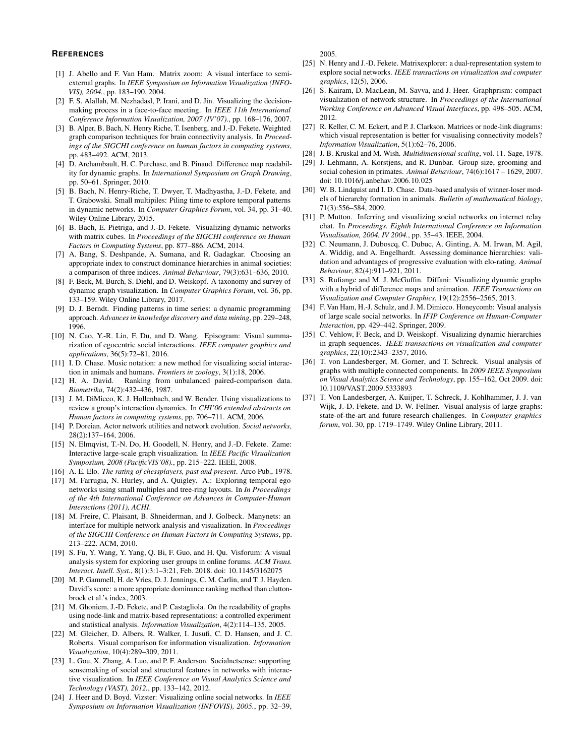## References

[1] J. Abello and F. Van Ham. Matrix zoom: A visual interface to semi-external graphs. In *IEEE Symposium on Information Visualization (INFOVIS), 2004.*, pp. 183–190, 2004.

[2] F. S. Alallah, M. Nezhadasl, P. Irani, and D. Jin. Visualizing the decision-making process in a face-to-face meeting. In *IEEE 11th International Conference Information Visualization, 2007 (IV'07).*, pp. 168–176, 2007.

[3] B. Alper, B. Bach, N. Henry Riche, T. Isenberg, and J.-D. Fekete. Weighted graph comparison techniques for brain connectivity analysis. In *Proceedings of the SIGCHI conference on human factors in computing systems*, pp. 483–492. ACM, 2013.

[4] D. Archambault, H. C. Purchase, and B. Pinaud. Difference map readability for dynamic graphs. In *International Symposium on Graph Drawing*, pp. 50–61. Springer, 2010.

[5] B. Bach, N. Henry-Riche, T. Dwyer, T. Madhyastha, J.-D. Fekete, and T. Grabowski. Small multipiles: Piling time to explore temporal patterns in dynamic networks. In *Computer Graphics Forum*, vol. 34, pp. 31–40. Wiley Online Library, 2015.

[6] B. Bach, E. Pietriga, and J.-D. Fekete. Visualizing dynamic networks with matrix cubes. In *Proceedings of the SIGCHI conference on Human Factors in Computing Systems*, pp. 877–886. ACM, 2014.

[7] A. Bang, S. Deshpande, A. Sumana, and R. Gadagkar. Choosing an appropriate index to construct dominance hierarchies in animal societies: a comparison of three indices. *Animal Behaviour*, 79(3):631–636, 2010.

[8] F. Beck, M. Burch, S. Diehl, and D. Weiskopf. A taxonomy and survey of dynamic graph visualization. In *Computer Graphics Forum*, vol. 36, pp. 133–159. Wiley Online Library, 2017.

[9] D. J. Berndt. Finding patterns in time series: a dynamic programming approach. *Advances in knowledge discovery and data mining*, pp. 229–248, 1996.

[10] N. Cao, Y.-R. Lin, F. Du, and D. Wang. Episogram: Visual summarization of egocentric social interactions. *IEEE computer graphics and applications*, 36(5):72–81, 2016.

[11] I. D. Chase. Music notation: a new method for visualizing social interaction in animals and humans. *Frontiers in zoology*, 3(1):18, 2006.

[12] H. A. David. Ranking from unbalanced paired-comparison data. *Biometrika*, 74(2):432–436, 1987.

[13] J. M. DiMicco, K. J. Hollenbach, and W. Bender. Using visualizations to review a group's interaction dynamics. In *CHI'06 extended abstracts on Human factors in computing systems*, pp. 706–711. ACM, 2006.

[14] P. Doreian. Actor network utilities and network evolution. *Social networks*, 28(2):137–164, 2006.

[15] N. Elmqvist, T.-N. Do, H. Goodell, N. Henry, and J.-D. Fekete. Zame: Interactive large-scale graph visualization. In *IEEE Pacific Visualization Symposium, 2008 (PacificVIS'08).*, pp. 215–222. IEEE, 2008.

[16] A. E. Elo. *The rating of chessplayers, past and present*. Arco Pub., 1978.

[17] M. Farrugia, N. Hurley, and A. Quigley. A.: Exploring temporal ego networks using small multiples and tree-ring layouts. In *In Proceedings of the 4th International Conference on Advances in Computer-Human Interactions (2011), ACHI*.

[18] M. Freire, C. Plaisant, B. Shneiderman, and J. Golbeck. Manynets: an interface for multiple network analysis and visualization. In *Proceedings of the SIGCHI Conference on Human Factors in Computing Systems*, pp. 213–222. ACM, 2010.

[19] S. Fu, Y. Wang, Y. Yang, Q. Bi, F. Guo, and H. Qu. Visforum: A visual analysis system for exploring user groups in online forums. *ACM Trans. Interact. Intell. Syst.*, 8(1):3:1–3:21, Feb. 2018. doi: 10.1145/3162075

[20] M. P. Gammell, H. de Vries, D. J. Jennings, C. M. Carlin, and T. J. Hayden. David's score: a more appropriate dominance ranking method than clutton-brock et al.'s index, 2003.

[21] M. Ghoniem, J.-D. Fekete, and P. Castagliola. On the readability of graphs using node-link and matrix-based representations: a controlled experiment and statistical analysis. *Information Visualization*, 4(2):114–135, 2005.

[22] M. Gleicher, D. Albers, R. Walker, I. Jusufi, C. D. Hansen, and J. C. Roberts. Visual comparison for information visualization. *Information Visualization*, 10(4):289–309, 2011.

[23] L. Gou, X. Zhang, A. Luo, and P. F. Anderson. Socialnetsense: supporting sensemaking of social and structural features in networks with interactive visualization. In *IEEE Conference on Visual Analytics Science and Technology (VAST), 2012.*, pp. 133–142, 2012.

[24] J. Heer and D. Boyd. Vizster: Visualizing online social networks. In *IEEE Symposium on Information Visualization (INFOVIS), 2005.*, pp. 32–39, 2005.

[25] N. Henry and J.-D. Fekete. Matrixexplorer: a dual-representation system to explore social networks. *IEEE transactions on visualization and computer graphics*, 12(5), 2006.

[26] S. Kairam, D. MacLean, M. Savva, and J. Heer. Graphprism: compact visualization of network structure. In *Proceedings of the International Working Conference on Advanced Visual Interfaces*, pp. 498–505. ACM, 2012.

[27] R. Keller, C. M. Eckert, and P. J. Clarkson. Matrices or node-link diagrams: which visual representation is better for visualising connectivity models? *Information Visualization*, 5(1):62–76, 2006.

[28] J. B. Kruskal and M. Wish. *Multidimensional scaling*, vol. 11. Sage, 1978.

[29] J. Lehmann, A. Korstjens, and R. Dunbar. Group size, grooming and social cohesion in primates. *Animal Behaviour*, 74(6):1617 – 1629, 2007. doi: 10.1016/j.anbehav.2006.10.025

[30] W. B. Lindquist and I. D. Chase. Data-based analysis of winner-loser models of hierarchy formation in animals. *Bulletin of mathematical biology*, 71(3):556–584, 2009.

[31] P. Mutton. Inferring and visualizing social networks on internet relay chat. In *Proceedings. Eighth International Conference on Information Visualisation, 2004. IV 2004.*, pp. 35–43. IEEE, 2004.

[32] C. Neumann, J. Duboscq, C. Dubuc, A. Ginting, A. M. Irwan, M. Agil, A. Widdig, and A. Engelhardt. Assessing dominance hierarchies: validation and advantages of progressive evaluation with elo-rating. *Animal Behaviour*, 82(4):911–921, 2011.

[33] S. Rufiange and M. J. McGuffin. Diffani: Visualizing dynamic graphs with a hybrid of difference maps and animation. *IEEE Transactions on Visualization and Computer Graphics*, 19(12):2556–2565, 2013.

[34] F. Van Ham, H.-J. Schulz, and J. M. Dimicco. Honeycomb: Visual analysis of large scale social networks. In *IFIP Conference on Human-Computer Interaction*, pp. 429–442. Springer, 2009.

[35] C. Vehlow, F. Beck, and D. Weiskopf. Visualizing dynamic hierarchies in graph sequences. *IEEE transactions on visualization and computer graphics*, 22(10):2343–2357, 2016.

[36] T. von Landesberger, M. Gorner, and T. Schreck. Visual analysis of graphs with multiple connected components. In *2009 IEEE Symposium on Visual Analytics Science and Technology*, pp. 155–162, Oct 2009. doi: 10.1109/VAST.2009.5333893

[37] T. Von Landesberger, A. Kuijper, T. Schreck, J. Kohlhammer, J. J. van Wijk, J.-D. Fekete, and D. W. Fellner. Visual analysis of large graphs: state-of-the-art and future research challenges. In *Computer graphics forum*, vol. 30, pp. 1719–1749. Wiley Online Library, 2011.